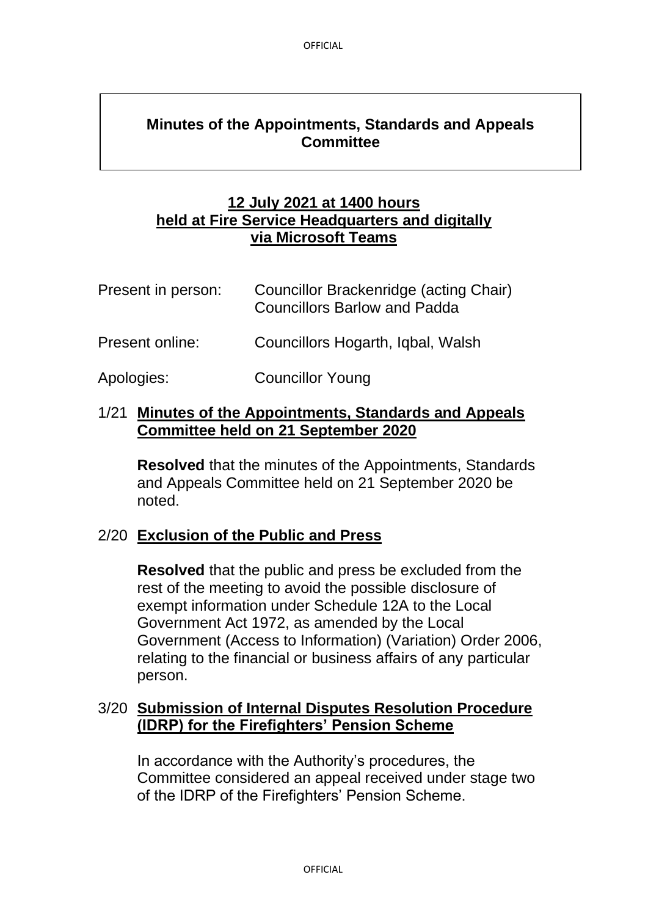# Minutes of the Appointments, Standards and Appeals Committee

**12 July 2021 at 1400 hours held at Fire Service Headquarters and digitally via Microsoft Teams**

Present in person: Councillor Brackenridge (acting Chair)
Councillors Barlow and Padda

Present online: Councillors Hogarth, Iqbal, Walsh

Apologies: Councillor Young

## 1/21 Minutes of the Appointments, Standards and Appeals Committee held on 21 September 2020

**Resolved** that the minutes of the Appointments, Standards and Appeals Committee held on 21 September 2020 be noted.

## 2/20 Exclusion of the Public and Press

**Resolved** that the public and press be excluded from the rest of the meeting to avoid the possible disclosure of exempt information under Schedule 12A to the Local Government Act 1972, as amended by the Local Government (Access to Information) (Variation) Order 2006, relating to the financial or business affairs of any particular person.

## 3/20 Submission of Internal Disputes Resolution Procedure (IDRP) for the Firefighters' Pension Scheme

In accordance with the Authority's procedures, the Committee considered an appeal received under stage two of the IDRP of the Firefighters' Pension Scheme.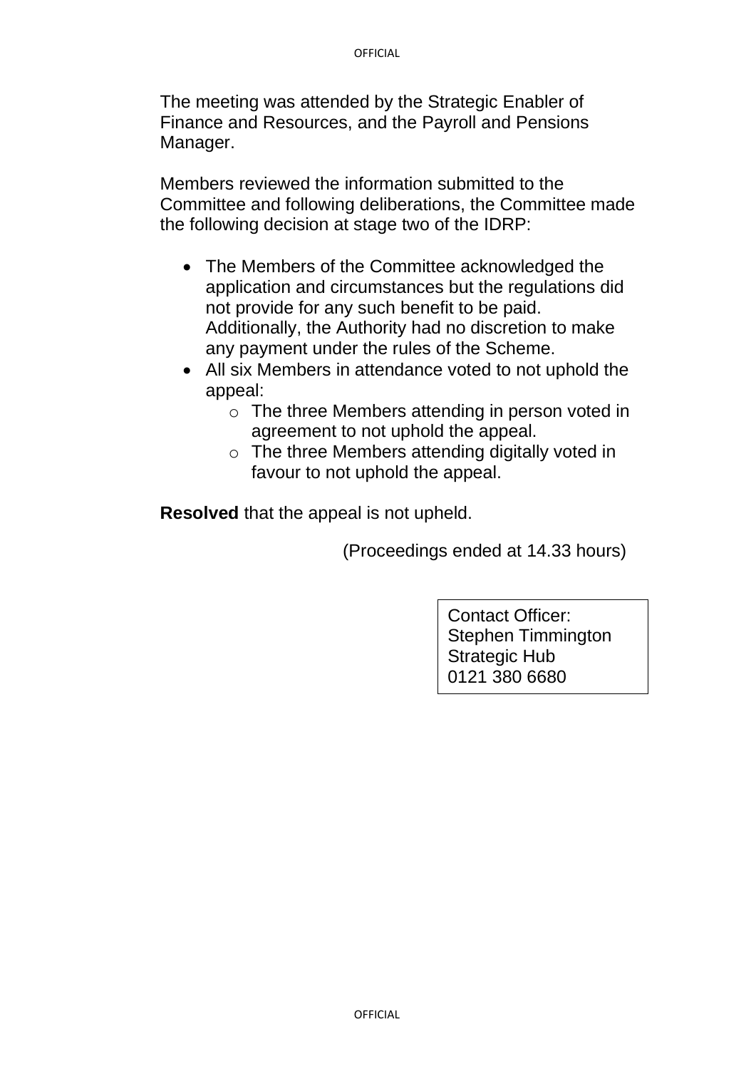The meeting was attended by the Strategic Enabler of Finance and Resources, and the Payroll and Pensions Manager.

Members reviewed the information submitted to the Committee and following deliberations, the Committee made the following decision at stage two of the IDRP:

- The Members of the Committee acknowledged the application and circumstances but the regulations did not provide for any such benefit to be paid. Additionally, the Authority had no discretion to make any payment under the rules of the Scheme.
- All six Members in attendance voted to not uphold the appeal:
  - The three Members attending in person voted in agreement to not uphold the appeal.
  - The three Members attending digitally voted in favour to not uphold the appeal.

**Resolved** that the appeal is not upheld.

(Proceedings ended at 14.33 hours)

Contact Officer:
Stephen Timmington
Strategic Hub
0121 380 6680